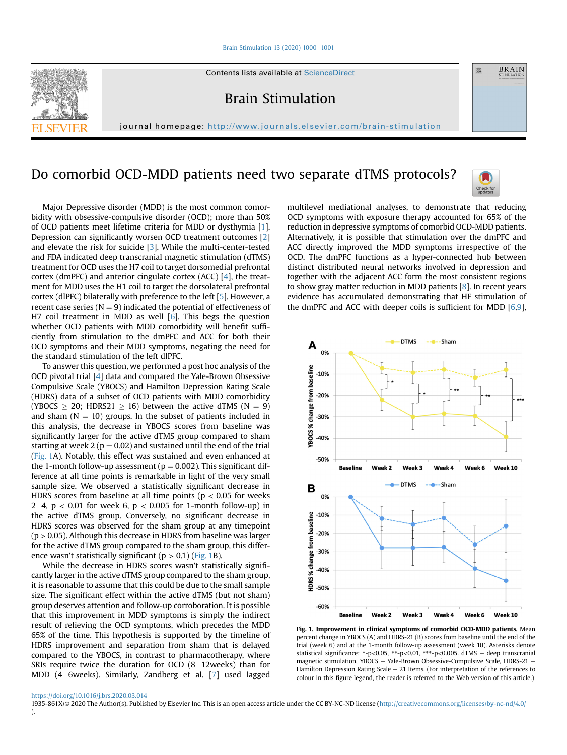# Do comorbid OCD-MDD patients need two separate dTMS protocols?

Major Depressive disorder (MDD) is the most common comorbidity with obsessive-compulsive disorder (OCD); more than 50% of OCD patients meet lifetime criteria for MDD or dysthymia [1]. Depression can significantly worsen OCD treatment outcomes [2] and elevate the risk for suicide [3]. While the multi-center-tested and FDA indicated deep transcranial magnetic stimulation (dTMS) treatment for OCD uses the H7 coil to target dorsomedial prefrontal cortex (dmPFC) and anterior cingulate cortex (ACC) [4], the treatment for MDD uses the H1 coil to target the dorsolateral prefrontal cortex (dlPFC) bilaterally with preference to the left [5]. However, a recent case series ($N = 9$) indicated the potential of effectiveness of H7 coil treatment in MDD as well [6]. This begs the question whether OCD patients with MDD comorbidity will benefit sufficiently from stimulation to the dmPFC and ACC for both their OCD symptoms and their MDD symptoms, negating the need for the standard stimulation of the left dlPFC.

To answer this question, we performed a post hoc analysis of the OCD pivotal trial [4] data and compared the Yale-Brown Obsessive Compulsive Scale (YBOCS) and Hamilton Depression Rating Scale (HDRS) data of a subset of OCD patients with MDD comorbidity (YBOCS $\geq$ 20; HDRS21 $\geq$ 16) between the active dTMS ($N = 9$) and sham ($N = 10$) groups. In the subset of patients included in this analysis, the decrease in YBOCS scores from baseline was significantly larger for the active dTMS group compared to sham starting at week 2 ($p = 0.02$) and sustained until the end of the trial (Fig. 1A). Notably, this effect was sustained and even enhanced at the 1-month follow-up assessment ($p = 0.002$). This significant difference at all time points is remarkable in light of the very small sample size. We observed a statistically significant decrease in HDRS scores from baseline at all time points ($p < 0.05$ for weeks 2–4, $p < 0.01$ for week 6, $p < 0.005$ for 1-month follow-up) in the active dTMS group. Conversely, no significant decrease in HDRS scores was observed for the sham group at any timepoint ($p > 0.05$). Although this decrease in HDRS from baseline was larger for the active dTMS group compared to the sham group, this difference wasn't statistically significant ($p > 0.1$) (Fig. 1B).

While the decrease in HDRS scores wasn't statistically significantly larger in the active dTMS group compared to the sham group, it is reasonable to assume that this could be due to the small sample size. The significant effect within the active dTMS (but not sham) group deserves attention and follow-up corroboration. It is possible that this improvement in MDD symptoms is simply the indirect result of relieving the OCD symptoms, which precedes the MDD 65% of the time. This hypothesis is supported by the timeline of HDRS improvement and separation from sham that is delayed compared to the YBOCS, in contrast to pharmacotherapy, where SRIs require twice the duration for OCD (8–12weeks) than for MDD (4–6weeks). Similarly, Zandberg et al. [7] used lagged multilevel mediational analyses, to demonstrate that reducing OCD symptoms with exposure therapy accounted for 65% of the reduction in depressive symptoms of comorbid OCD-MDD patients. Alternatively, it is possible that stimulation over the dmPFC and ACC directly improved the MDD symptoms irrespective of the OCD. The dmPFC functions as a hyper-connected hub between distinct distributed neural networks involved in depression and together with the adjacent ACC form the most consistent regions to show gray matter reduction in MDD patients [8]. In recent years evidence has accumulated demonstrating that HF stimulation of the dmPFC and ACC with deeper coils is sufficient for MDD [6,9],

**Fig. 1. Improvement in clinical symptoms of comorbid OCD-MDD patients.** Mean percent change in YBOCS (A) and HDRS-21 (B) scores from baseline until the end of the trial (week 6) and at the 1-month follow-up assessment (week 10). Asterisks denote statistical significance: *-p<0.05, **-p<0.01, ***-p<0.005. dTMS – deep transcranial magnetic stimulation, YBOCS – Yale-Brown Obsessive-Compulsive Scale, HDRS-21 – Hamilton Depression Rating Scale – 21 Items. (For interpretation of the references to colour in this figure legend, the reader is referred to the Web version of this article.)

https://doi.org/10.1016/j.brs.2020.03.014

1935-861X/© 2020 The Author(s). Published by Elsevier Inc. This is an open access article under the CC BY-NC-ND license (http://creativecommons.org/licenses/by-nc-nd/4.0/).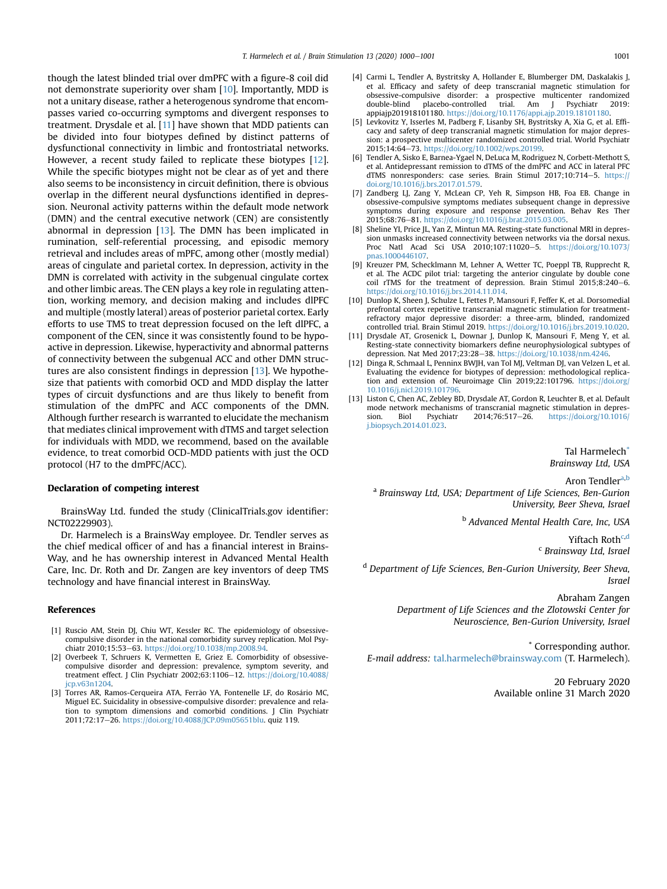though the latest blinded trial over dmPFC with a figure-8 coil did not demonstrate superiority over sham [10]. Importantly, MDD is not a unitary disease, rather a heterogenous syndrome that encompasses varied co-occurring symptoms and divergent responses to treatment. Drysdale et al. [11] have shown that MDD patients can be divided into four biotypes defined by distinct patterns of dysfunctional connectivity in limbic and frontostriatal networks. However, a recent study failed to replicate these biotypes [12]. While the specific biotypes might not be clear as of yet and there also seems to be inconsistency in circuit definition, there is obvious overlap in the different neural dysfunctions identified in depression. Neuronal activity patterns within the default mode network (DMN) and the central executive network (CEN) are consistently abnormal in depression [13]. The DMN has been implicated in rumination, self-referential processing, and episodic memory retrieval and includes areas of mPFC, among other (mostly medial) areas of cingulate and parietal cortex. In depression, activity in the DMN is correlated with activity in the subgenual cingulate cortex and other limbic areas. The CEN plays a key role in regulating attention, working memory, and decision making and includes dlPFC and multiple (mostly lateral) areas of posterior parietal cortex. Early efforts to use TMS to treat depression focused on the left dlPFC, a component of the CEN, since it was consistently found to be hypoactive in depression. Likewise, hyperactivity and abnormal patterns of connectivity between the subgenual ACC and other DMN structures are also consistent findings in depression [13]. We hypothesize that patients with comorbid OCD and MDD display the latter types of circuit dysfunctions and are thus likely to benefit from stimulation of the dmPFC and ACC components of the DMN. Although further research is warranted to elucidate the mechanism that mediates clinical improvement with dTMS and target selection for individuals with MDD, we recommend, based on the available evidence, to treat comorbid OCD-MDD patients with just the OCD protocol (H7 to the dmPFC/ACC).

## Declaration of competing interest

BrainsWay Ltd. funded the study (ClinicalTrials.gov identifier: NCT02229903).

Dr. Harmelech is a BrainsWay employee. Dr. Tendler serves as the chief medical officer of and has a financial interest in BrainsWay, and he has ownership interest in Advanced Mental Health Care, Inc. Dr. Roth and Dr. Zangen are key inventors of deep TMS technology and have financial interest in BrainsWay.

## References

[1] Ruscio AM, Stein DJ, Chiu WT, Kessler RC. The epidemiology of obsessive-compulsive disorder in the national comorbidity survey replication. Mol Psychiatr 2010;15:53–63. https://doi.org/10.1038/mp.2008.94.

[2] Overbeek T, Schruers K, Vermetten E, Griez E. Comorbidity of obsessive-compulsive disorder and depression: prevalence, symptom severity, and treatment effect. J Clin Psychiatr 2002;63:1106–12. https://doi.org/10.4088/jcp.v63n1204.

[3] Torres AR, Ramos-Cerqueira ATA, Ferrão YA, Fontenelle LF, do Rosário MC, Miguel EC. Suicidality in obsessive-compulsive disorder: prevalence and relation to symptom dimensions and comorbid conditions. J Clin Psychiatr 2011;72:17–26. https://doi.org/10.4088/JCP.09m05651blu. quiz 119.

[4] Carmi L, Tendler A, Bystritsky A, Hollander E, Blumberger DM, Daskalakis J, et al. Efficacy and safety of deep transcranial magnetic stimulation for obsessive-compulsive disorder: a prospective multicenter randomized double-blind placebo-controlled trial. Am J Psychiatr 2019: appiajp201918101180. https://doi.org/10.1176/appi.ajp.2019.18101180.

[5] Levkovitz Y, Isserles M, Padberg F, Lisanby SH, Bystritsky A, Xia G, et al. Efficacy and safety of deep transcranial magnetic stimulation for major depression: a prospective multicenter randomized controlled trial. World Psychiatr 2015;14:64–73. https://doi.org/10.1002/wps.20199.

[6] Tendler A, Sisko E, Barnea-Ygael N, DeLuca M, Rodriguez N, Corbett-Methott S, et al. Antidepressant remission to dTMS of the dmPFC and ACC in lateral PFC dTMS nonresponders: case series. Brain Stimul 2017;10:714–5. https://doi.org/10.1016/j.brs.2017.01.579.

[7] Zandberg LJ, Zang Y, McLean CP, Yeh R, Simpson HB, Foa EB. Change in obsessive-compulsive symptoms mediates subsequent change in depressive symptoms during exposure and response prevention. Behav Res Ther 2015;68:76–81. https://doi.org/10.1016/j.brat.2015.03.005.

[8] Sheline YI, Price JL, Yan Z, Mintun MA. Resting-state functional MRI in depression unmasks increased connectivity between networks via the dorsal nexus. Proc Natl Acad Sci USA 2010;107:11020–5. https://doi.org/10.1073/pnas.1000446107.

[9] Kreuzer PM, Schecklmann M, Lehner A, Wetter TC, Poeppl TB, Rupprecht R, et al. The ACDC pilot trial: targeting the anterior cingulate by double cone coil rTMS for the treatment of depression. Brain Stimul 2015;8:240–6. https://doi.org/10.1016/j.brs.2014.11.014.

[10] Dunlop K, Sheen J, Schulze L, Fettes P, Mansouri F, Feffer K, et al. Dorsomedial prefrontal cortex repetitive transcranial magnetic stimulation for treatment-refractory major depressive disorder: a three-arm, blinded, randomized controlled trial. Brain Stimul 2019. https://doi.org/10.1016/j.brs.2019.10.020.

[11] Drysdale AT, Grosenick L, Downar J, Dunlop K, Mansouri F, Meng Y, et al. Resting-state connectivity biomarkers define neurophysiological subtypes of depression. Nat Med 2017;23:28–38. https://doi.org/10.1038/nm.4246.

[12] Dinga R, Schmaal L, Penninx BWJH, van Tol MJ, Veltman DJ, van Velzen L, et al. Evaluating the evidence for biotypes of depression: methodological replication and extension of. Neuroimage Clin 2019;22:101796. https://doi.org/10.1016/j.nicl.2019.101796.

[13] Liston C, Chen AC, Zebley BD, Drysdale AT, Gordon R, Leuchter B, et al. Default mode network mechanisms of transcranial magnetic stimulation in depression. Biol Psychiatr 2014;76:517–26. https://doi.org/10.1016/j.biopsych.2014.01.023.

Tal Harmelech*
*Brainsway Ltd, USA*

Aron Tendler[a,b]
[a] *Brainsway Ltd, USA; Department of Life Sciences, Ben-Gurion University, Beer Sheva, Israel*
[b] *Advanced Mental Health Care, Inc, USA*

Yiftach Roth[c,d]
[c] *Brainsway Ltd, Israel*
[d] *Department of Life Sciences, Ben-Gurion University, Beer Sheva, Israel*

Abraham Zangen
*Department of Life Sciences and the Zlotowski Center for Neuroscience, Ben-Gurion University, Israel*

* Corresponding author.
*E-mail address:* tal.harmelech@brainsway.com (T. Harmelech).

20 February 2020
Available online 31 March 2020